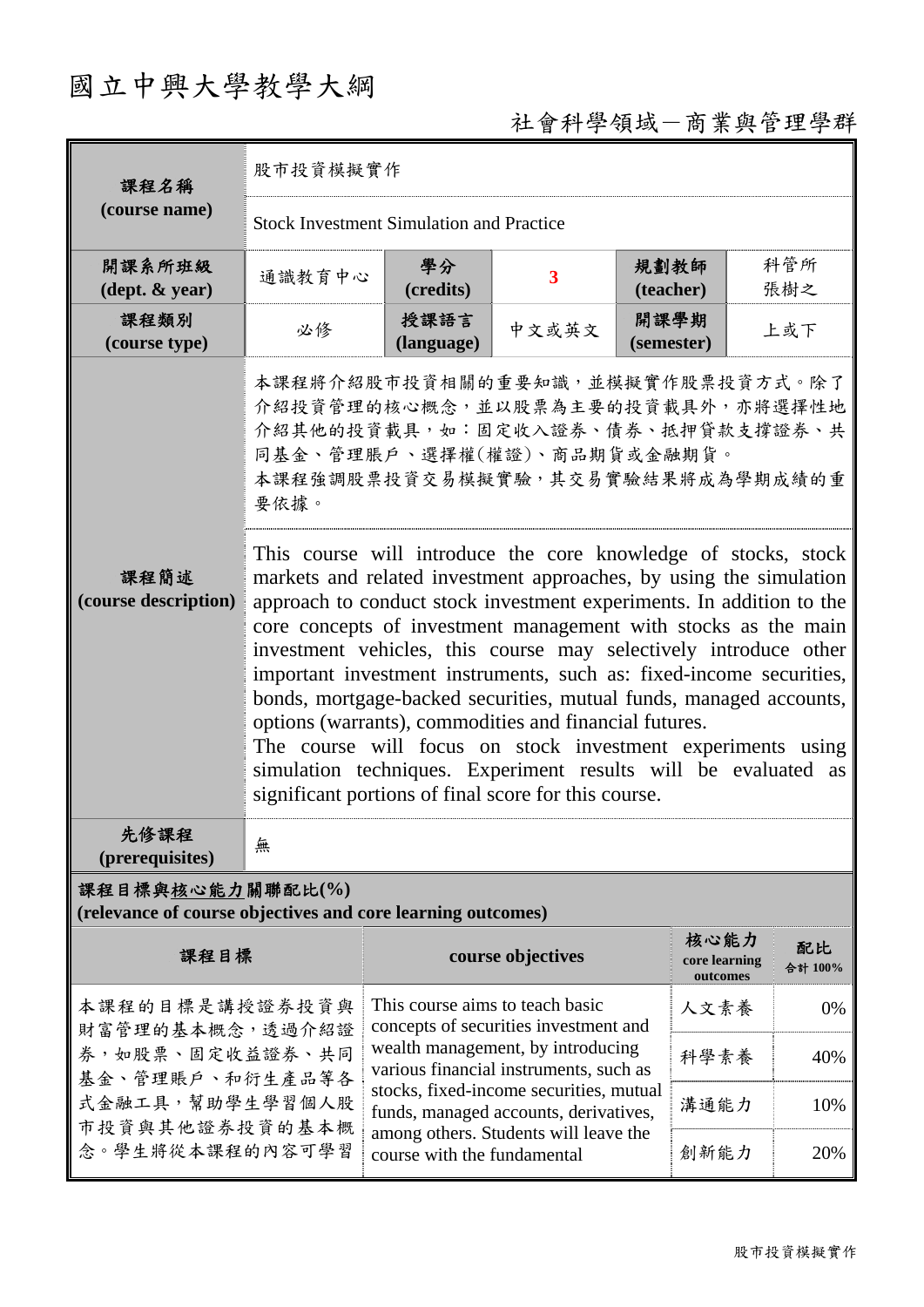# 國立中興大學教學大綱

## 社會科學領域－商業與管理學群

| 課程名稱 (course name) | 股市投資模擬實作 | | | | |
|---|---|---|---|---|---|
| | Stock Investment Simulation and Practice | | | | |
| 開課系所班級 (dept. & year) | 通識教育中心 | 學分 (credits) | 3 | 規劃教師 (teacher) | 科管所 張樹之 |
| 課程類別 (course type) | 必修 | 授課語言 (language) | 中文或英文 | 開課學期 (semester) | 上或下 |
| 課程簡述 (course description) | 本課程將介紹股市投資相關的重要知識，並模擬實作股票投資方式。除了介紹投資管理的核心概念，並以股票為主要的投資載具外，亦將選擇性地介紹其他的投資載具，如：固定收入證券、債券、抵押貸款支撐證券、共同基金、管理賬戶、選擇權(權證)、商品期貨或金融期貨。<br>本課程強調股票投資交易模擬實驗，其交易實驗結果將成為學期成績的重要依據。 | | | | |
| | This course will introduce the core knowledge of stocks, stock markets and related investment approaches, by using the simulation approach to conduct stock investment experiments. In addition to the core concepts of investment management with stocks as the main investment vehicles, this course may selectively introduce other important investment instruments, such as: fixed-income securities, bonds, mortgage-backed securities, mutual funds, managed accounts, options (warrants), commodities and financial futures.<br>The course will focus on stock investment experiments using simulation techniques. Experiment results will be evaluated as significant portions of final score for this course. | | | | |
| 先修課程 (prerequisites) | 無 | | | | |

**課程目標與核心能力關聯配比(%)**
**(relevance of course objectives and core learning outcomes)**

| 課程目標 | course objectives | 核心能力 core learning outcomes | 配比 合計 100% |
|---|---|---|---|
| 本課程的目標是講授證券投資與財富管理的基本概念，透過介紹證券，如股票、固定收益證券、共同基金、管理賬戶、和衍生產品等各式金融工具，幫助學生學習個人股市投資與其他證券投資的基本概念。學生將從本課程的內容可學習 | This course aims to teach basic concepts of securities investment and wealth management, by introducing various financial instruments, such as stocks, fixed-income securities, mutual funds, managed accounts, derivatives, among others. Students will leave the course with the fundamental | 人文素養 | 0% |
| | | 科學素養 | 40% |
| | | 溝通能力 | 10% |
| | | 創新能力 | 20% |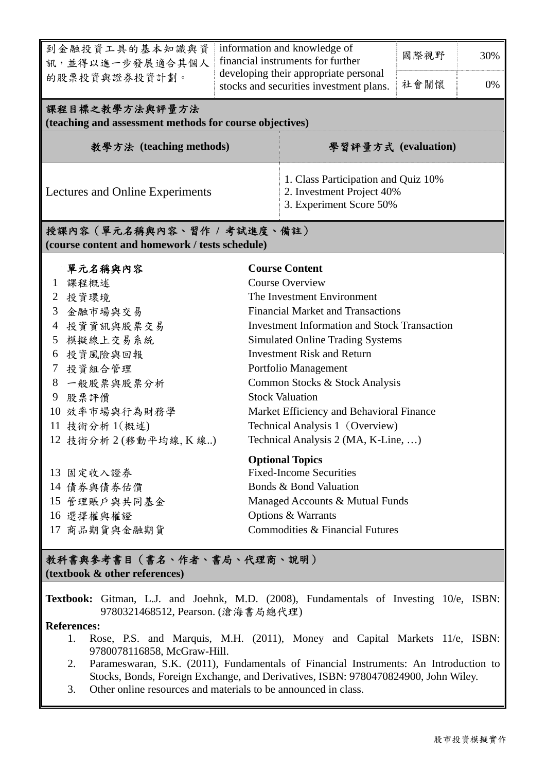| | | | |
|---|---|---|---|
| 到金融投資工具的基本知識與資訊，並得以進一步發展適合其個人的股票投資與證券投資計劃。 | information and knowledge of financial instruments for further developing their appropriate personal stocks and securities investment plans. | 國際視野 | 30% |
| | | 社會關懷 | 0% |

## 課程目標之教學方法與評量方法
**(teaching and assessment methods for course objectives)**

| 教學方法 (teaching methods) | 學習評量方式 (evaluation) |
|---|---|
| Lectures and Online Experiments | 1. Class Participation and Quiz 10%<br>2. Investment Project 40%<br>3. Experiment Score 50% |

## 授課內容（單元名稱與內容、習作 / 考試進度、備註）
**(course content and homework / tests schedule)**

| | 單元名稱與內容 | Course Content |
|---|---|---|
| 1 | 課程概述 | Course Overview |
| 2 | 投資環境 | The Investment Environment |
| 3 | 金融市場與交易 | Financial Market and Transactions |
| 4 | 投資資訊與股票交易 | Investment Information and Stock Transaction |
| 5 | 模擬線上交易系統 | Simulated Online Trading Systems |
| 6 | 投資風險與回報 | Investment Risk and Return |
| 7 | 投資組合管理 | Portfolio Management |
| 8 | 一般股票與股票分析 | Common Stocks & Stock Analysis |
| 9 | 股票評價 | Stock Valuation |
| 10 | 效率市場與行為財務學 | Market Efficiency and Behavioral Finance |
| 11 | 技術分析 1(概述) | Technical Analysis 1（Overview) |
| 12 | 技術分析 2 (移動平均線, K 線..) | Technical Analysis 2 (MA, K-Line, …) |
| | | **Optional Topics** |
| 13 | 固定收入證券 | Fixed-Income Securities |
| 14 | 債券與債券估價 | Bonds & Bond Valuation |
| 15 | 管理賬戶與共同基金 | Managed Accounts & Mutual Funds |
| 16 | 選擇權與權證 | Options & Warrants |
| 17 | 商品期貨與金融期貨 | Commodities & Financial Futures |

## 教科書與參考書目（書名、作者、書局、代理商、說明）
**(textbook & other references)**

**Textbook:** Gitman, L.J. and Joehnk, M.D. (2008), Fundamentals of Investing 10/e, ISBN: 9780321468512, Pearson. (滄海書局總代理)

**References:**

1. Rose, P.S. and Marquis, M.H. (2011), Money and Capital Markets 11/e, ISBN: 9780078116858, McGraw-Hill.
2. Parameswaran, S.K. (2011), Fundamentals of Financial Instruments: An Introduction to Stocks, Bonds, Foreign Exchange, and Derivatives, ISBN: 9780470824900, John Wiley.
3. Other online resources and materials to be announced in class.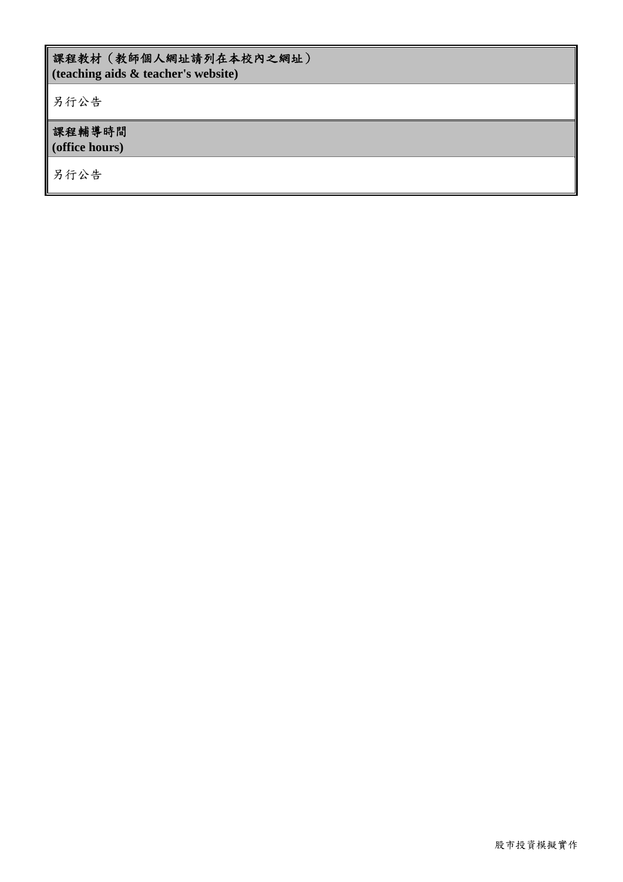| 課程教材（教師個人網址請列在本校內之網址）<br>**(teaching aids & teacher's website)** |
| --- |
| 另行公告 |
| **課程輔導時間**<br>**(office hours)** |
| 另行公告 |